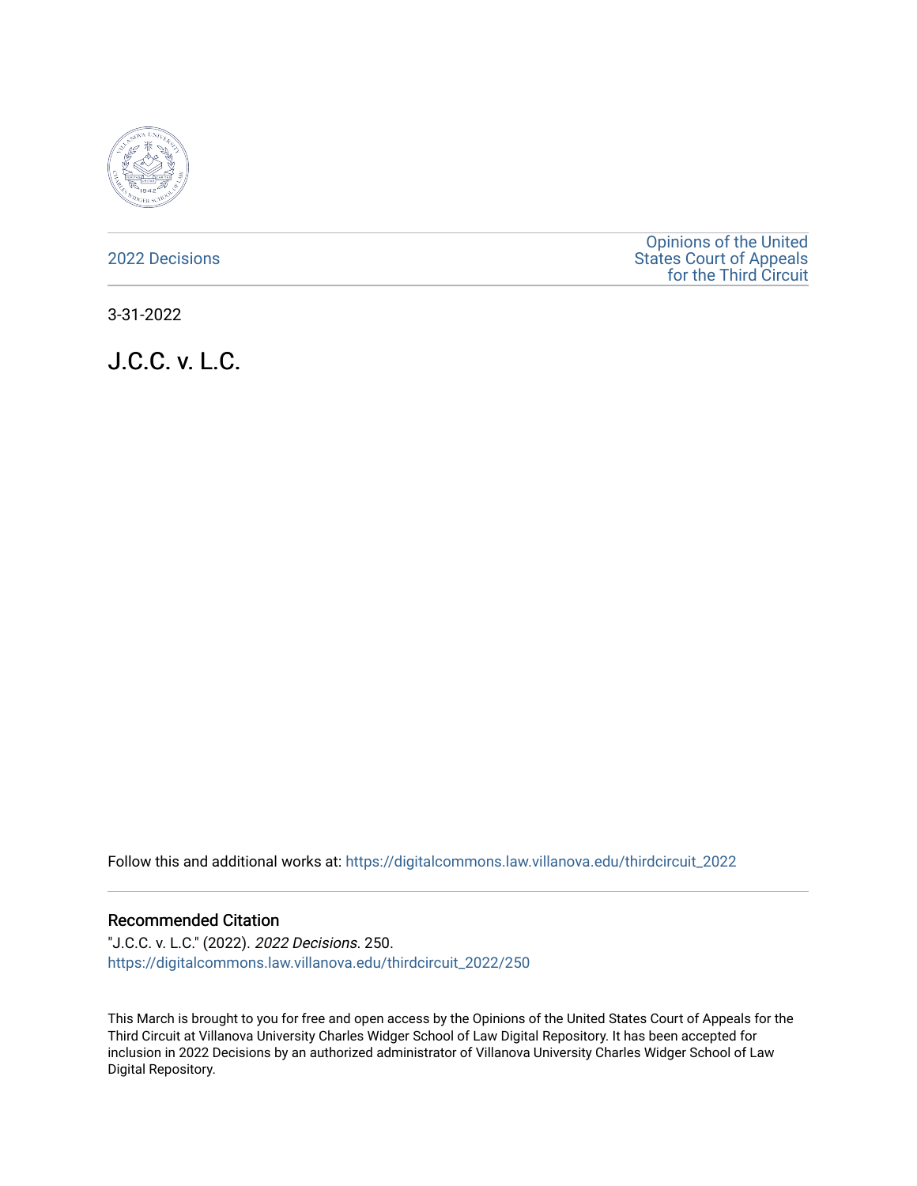2022 Decisions

Opinions of the United States Court of Appeals for the Third Circuit

3-31-2022

# J.C.C. v. L.C.

Follow this and additional works at: https://digitalcommons.law.villanova.edu/thirdcircuit_2022

## Recommended Citation

"J.C.C. v. L.C." (2022). *2022 Decisions*. 250.
https://digitalcommons.law.villanova.edu/thirdcircuit_2022/250

This March is brought to you for free and open access by the Opinions of the United States Court of Appeals for the Third Circuit at Villanova University Charles Widger School of Law Digital Repository. It has been accepted for inclusion in 2022 Decisions by an authorized administrator of Villanova University Charles Widger School of Law Digital Repository.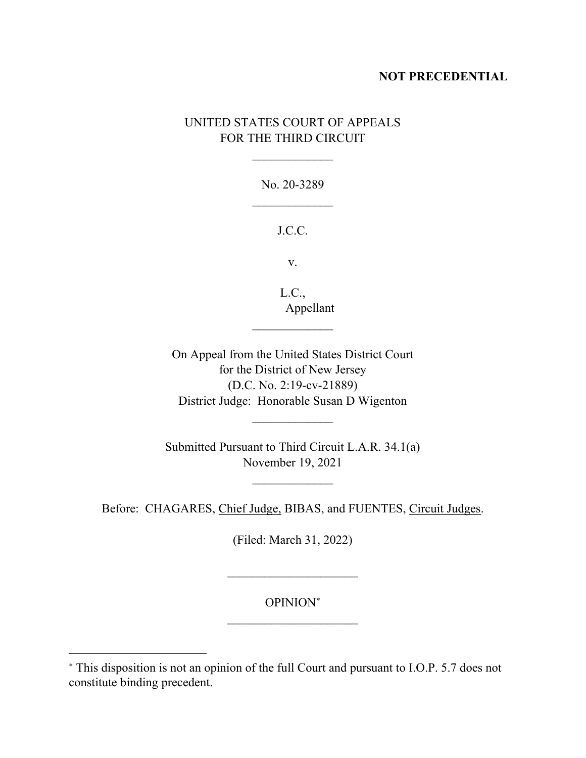**NOT PRECEDENTIAL**

UNITED STATES COURT OF APPEALS
FOR THE THIRD CIRCUIT

\_\_\_\_\_\_\_\_\_\_\_\_\_

No. 20-3289

\_\_\_\_\_\_\_\_\_\_\_\_\_

J.C.C.

v.

L.C.,
Appellant

\_\_\_\_\_\_\_\_\_\_\_\_\_

On Appeal from the United States District Court
for the District of New Jersey
(D.C. No. 2:19-cv-21889)
District Judge: Honorable Susan D Wigenton

\_\_\_\_\_\_\_\_\_\_\_\_\_

Submitted Pursuant to Third Circuit L.A.R. 34.1(a)
November 19, 2021

\_\_\_\_\_\_\_\_\_\_\_\_\_

Before: CHAGARES, Chief Judge, BIBAS, and FUENTES, Circuit Judges.

(Filed: March 31, 2022)

\_\_\_\_\_\_\_\_\_\_\_\_\_\_\_\_\_\_\_\_\_

OPINION*

\_\_\_\_\_\_\_\_\_\_\_\_\_\_\_\_\_\_\_\_\_

---

\* This disposition is not an opinion of the full Court and pursuant to I.O.P. 5.7 does not constitute binding precedent.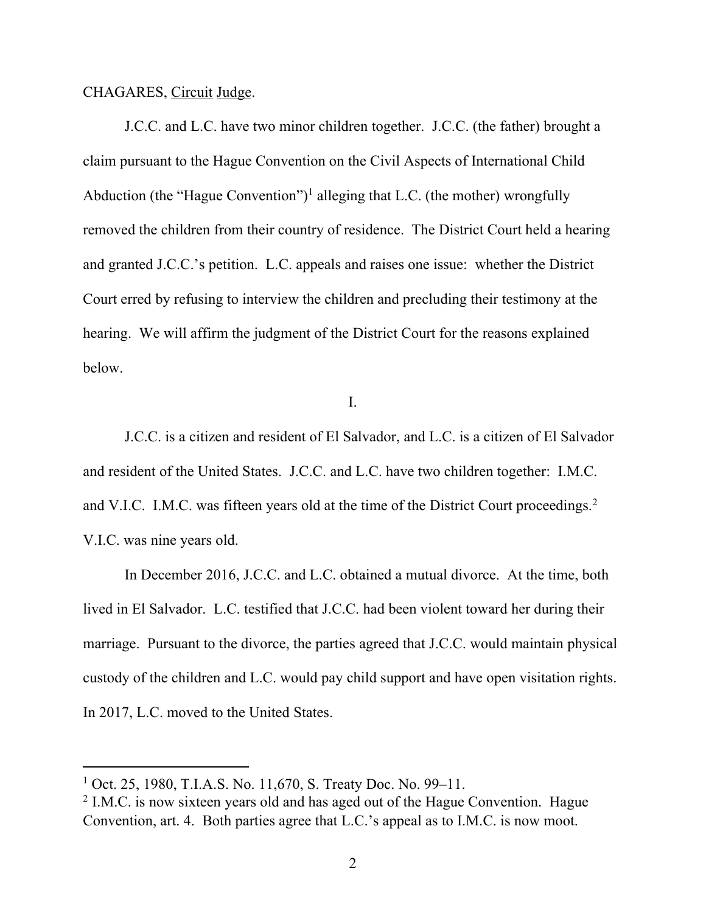CHAGARES, Circuit Judge.

J.C.C. and L.C. have two minor children together. J.C.C. (the father) brought a claim pursuant to the Hague Convention on the Civil Aspects of International Child Abduction (the "Hague Convention")[1] alleging that L.C. (the mother) wrongfully removed the children from their country of residence. The District Court held a hearing and granted J.C.C.'s petition. L.C. appeals and raises one issue: whether the District Court erred by refusing to interview the children and precluding their testimony at the hearing. We will affirm the judgment of the District Court for the reasons explained below.

I.

J.C.C. is a citizen and resident of El Salvador, and L.C. is a citizen of El Salvador and resident of the United States. J.C.C. and L.C. have two children together: I.M.C. and V.I.C. I.M.C. was fifteen years old at the time of the District Court proceedings.[2] V.I.C. was nine years old.

In December 2016, J.C.C. and L.C. obtained a mutual divorce. At the time, both lived in El Salvador. L.C. testified that J.C.C. had been violent toward her during their marriage. Pursuant to the divorce, the parties agreed that J.C.C. would maintain physical custody of the children and L.C. would pay child support and have open visitation rights. In 2017, L.C. moved to the United States.

---

[1] Oct. 25, 1980, T.I.A.S. No. 11,670, S. Treaty Doc. No. 99–11.

[2] I.M.C. is now sixteen years old and has aged out of the Hague Convention. Hague Convention, art. 4. Both parties agree that L.C.'s appeal as to I.M.C. is now moot.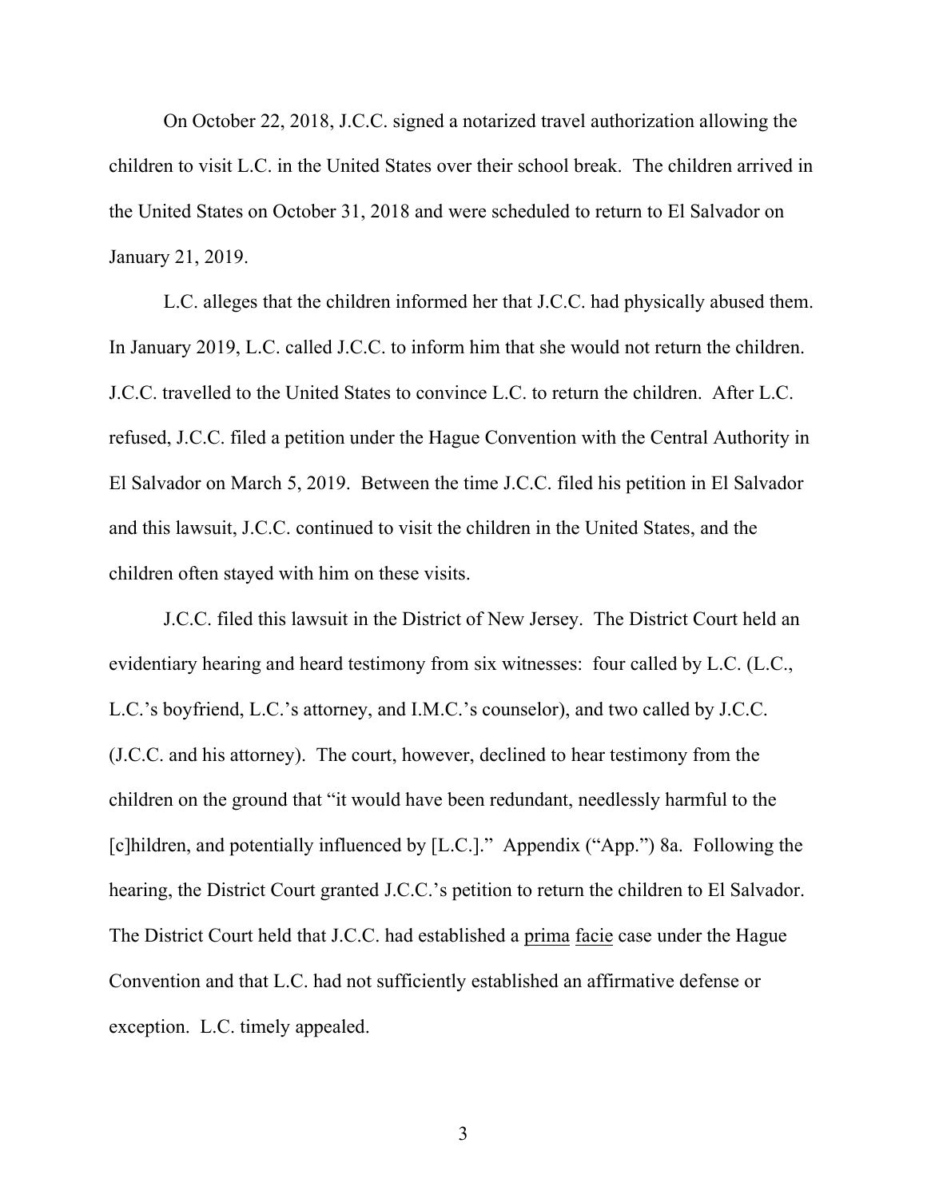On October 22, 2018, J.C.C. signed a notarized travel authorization allowing the children to visit L.C. in the United States over their school break. The children arrived in the United States on October 31, 2018 and were scheduled to return to El Salvador on January 21, 2019.

L.C. alleges that the children informed her that J.C.C. had physically abused them. In January 2019, L.C. called J.C.C. to inform him that she would not return the children. J.C.C. travelled to the United States to convince L.C. to return the children. After L.C. refused, J.C.C. filed a petition under the Hague Convention with the Central Authority in El Salvador on March 5, 2019. Between the time J.C.C. filed his petition in El Salvador and this lawsuit, J.C.C. continued to visit the children in the United States, and the children often stayed with him on these visits.

J.C.C. filed this lawsuit in the District of New Jersey. The District Court held an evidentiary hearing and heard testimony from six witnesses: four called by L.C. (L.C., L.C.'s boyfriend, L.C.'s attorney, and I.M.C.'s counselor), and two called by J.C.C. (J.C.C. and his attorney). The court, however, declined to hear testimony from the children on the ground that "it would have been redundant, needlessly harmful to the [c]hildren, and potentially influenced by [L.C.]." Appendix ("App.") 8a. Following the hearing, the District Court granted J.C.C.'s petition to return the children to El Salvador. The District Court held that J.C.C. had established a prima facie case under the Hague Convention and that L.C. had not sufficiently established an affirmative defense or exception. L.C. timely appealed.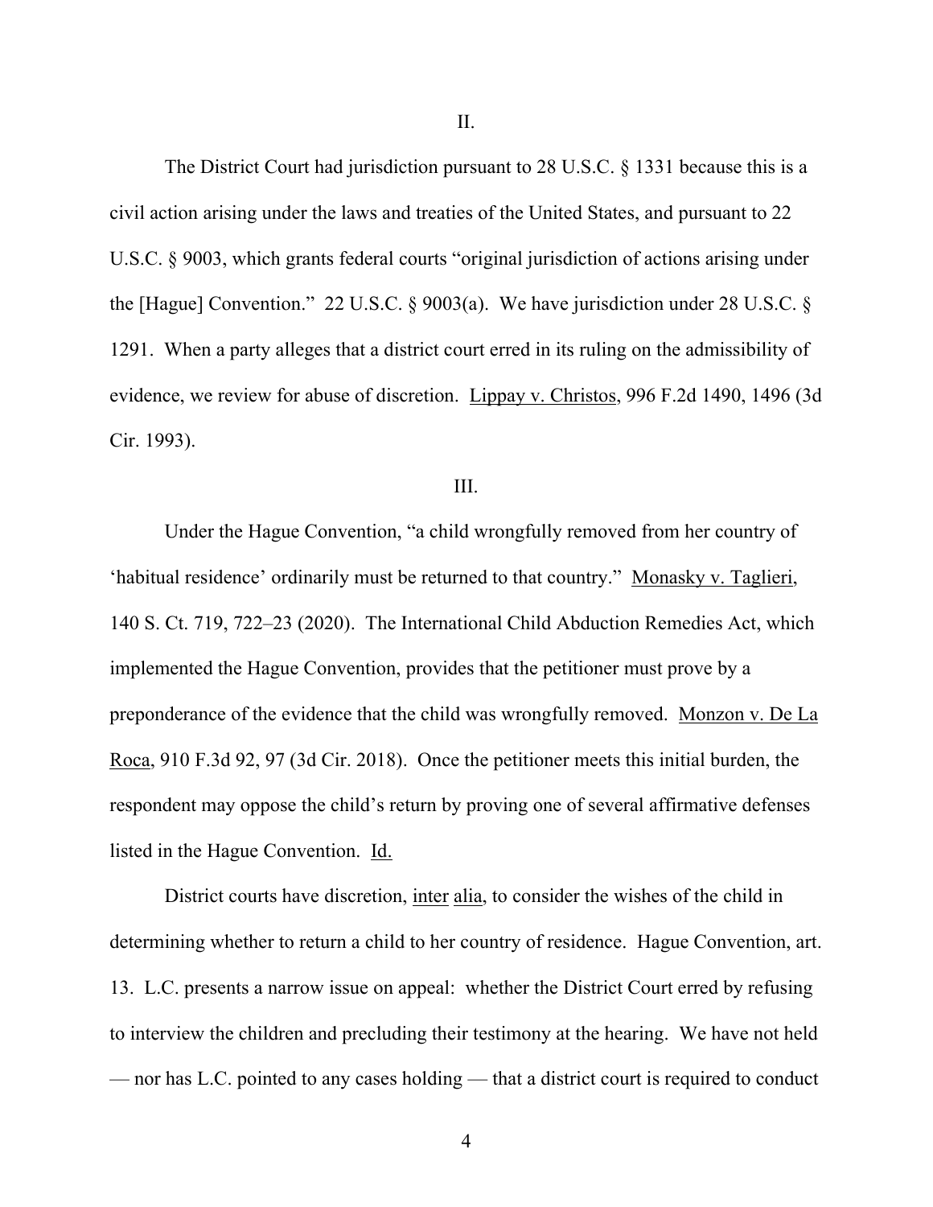II.

The District Court had jurisdiction pursuant to 28 U.S.C. § 1331 because this is a civil action arising under the laws and treaties of the United States, and pursuant to 22 U.S.C. § 9003, which grants federal courts "original jurisdiction of actions arising under the [Hague] Convention." 22 U.S.C. § 9003(a). We have jurisdiction under 28 U.S.C. § 1291. When a party alleges that a district court erred in its ruling on the admissibility of evidence, we review for abuse of discretion. Lippay v. Christos, 996 F.2d 1490, 1496 (3d Cir. 1993).

III.

Under the Hague Convention, "a child wrongfully removed from her country of 'habitual residence' ordinarily must be returned to that country." Monasky v. Taglieri, 140 S. Ct. 719, 722–23 (2020). The International Child Abduction Remedies Act, which implemented the Hague Convention, provides that the petitioner must prove by a preponderance of the evidence that the child was wrongfully removed. Monzon v. De La Roca, 910 F.3d 92, 97 (3d Cir. 2018). Once the petitioner meets this initial burden, the respondent may oppose the child's return by proving one of several affirmative defenses listed in the Hague Convention. Id.

District courts have discretion, inter alia, to consider the wishes of the child in determining whether to return a child to her country of residence. Hague Convention, art. 13. L.C. presents a narrow issue on appeal: whether the District Court erred by refusing to interview the children and precluding their testimony at the hearing. We have not held — nor has L.C. pointed to any cases holding — that a district court is required to conduct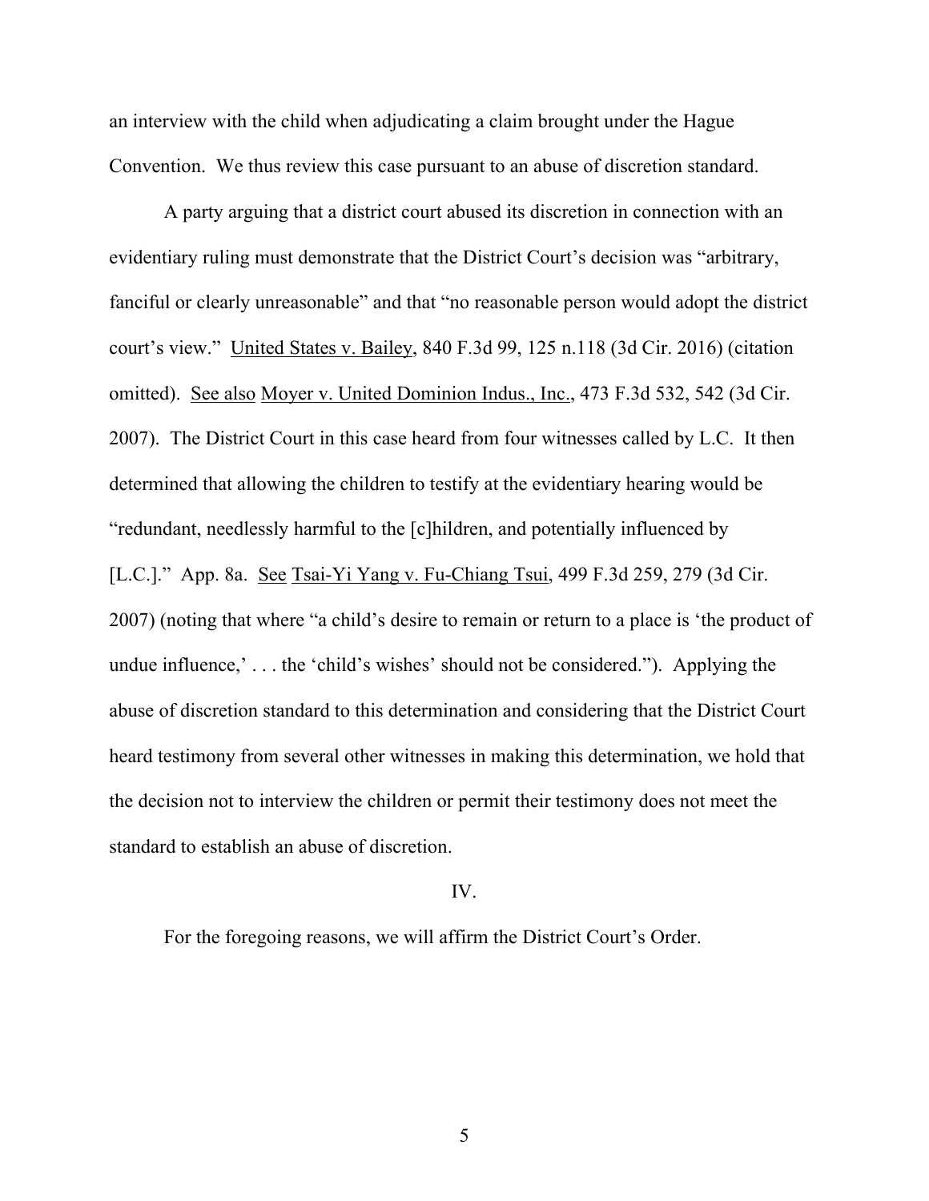an interview with the child when adjudicating a claim brought under the Hague Convention. We thus review this case pursuant to an abuse of discretion standard.

A party arguing that a district court abused its discretion in connection with an evidentiary ruling must demonstrate that the District Court's decision was "arbitrary, fanciful or clearly unreasonable" and that "no reasonable person would adopt the district court's view." United States v. Bailey, 840 F.3d 99, 125 n.118 (3d Cir. 2016) (citation omitted). See also Moyer v. United Dominion Indus., Inc., 473 F.3d 532, 542 (3d Cir. 2007). The District Court in this case heard from four witnesses called by L.C. It then determined that allowing the children to testify at the evidentiary hearing would be "redundant, needlessly harmful to the [c]hildren, and potentially influenced by [L.C.]." App. 8a. See Tsai-Yi Yang v. Fu-Chiang Tsui, 499 F.3d 259, 279 (3d Cir. 2007) (noting that where "a child's desire to remain or return to a place is 'the product of undue influence,' . . . the 'child's wishes' should not be considered."). Applying the abuse of discretion standard to this determination and considering that the District Court heard testimony from several other witnesses in making this determination, we hold that the decision not to interview the children or permit their testimony does not meet the standard to establish an abuse of discretion.

## IV.

For the foregoing reasons, we will affirm the District Court's Order.